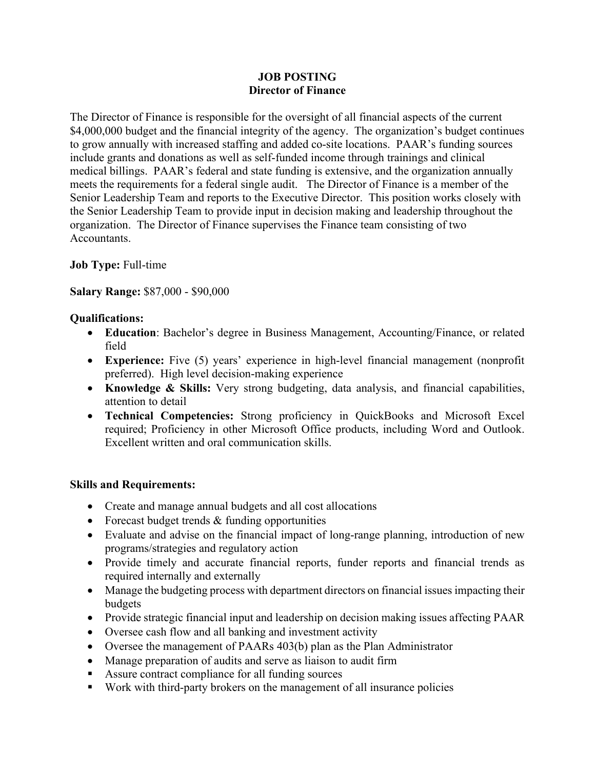# JOB POSTING
## Director of Finance

The Director of Finance is responsible for the oversight of all financial aspects of the current $4,000,000 budget and the financial integrity of the agency. The organization's budget continues to grow annually with increased staffing and added co-site locations. PAAR's funding sources include grants and donations as well as self-funded income through trainings and clinical medical billings. PAAR's federal and state funding is extensive, and the organization annually meets the requirements for a federal single audit. The Director of Finance is a member of the Senior Leadership Team and reports to the Executive Director. This position works closely with the Senior Leadership Team to provide input in decision making and leadership throughout the organization. The Director of Finance supervises the Finance team consisting of two Accountants.

**Job Type:** Full-time

**Salary Range:** $87,000 - $90,000

**Qualifications:**

- **Education**: Bachelor's degree in Business Management, Accounting/Finance, or related field
- **Experience:** Five (5) years' experience in high-level financial management (nonprofit preferred). High level decision-making experience
- **Knowledge & Skills:** Very strong budgeting, data analysis, and financial capabilities, attention to detail
- **Technical Competencies:** Strong proficiency in QuickBooks and Microsoft Excel required; Proficiency in other Microsoft Office products, including Word and Outlook. Excellent written and oral communication skills.

**Skills and Requirements:**

- Create and manage annual budgets and all cost allocations
- Forecast budget trends & funding opportunities
- Evaluate and advise on the financial impact of long-range planning, introduction of new programs/strategies and regulatory action
- Provide timely and accurate financial reports, funder reports and financial trends as required internally and externally
- Manage the budgeting process with department directors on financial issues impacting their budgets
- Provide strategic financial input and leadership on decision making issues affecting PAAR
- Oversee cash flow and all banking and investment activity
- Oversee the management of PAARs 403(b) plan as the Plan Administrator
- Manage preparation of audits and serve as liaison to audit firm
- Assure contract compliance for all funding sources
- Work with third-party brokers on the management of all insurance policies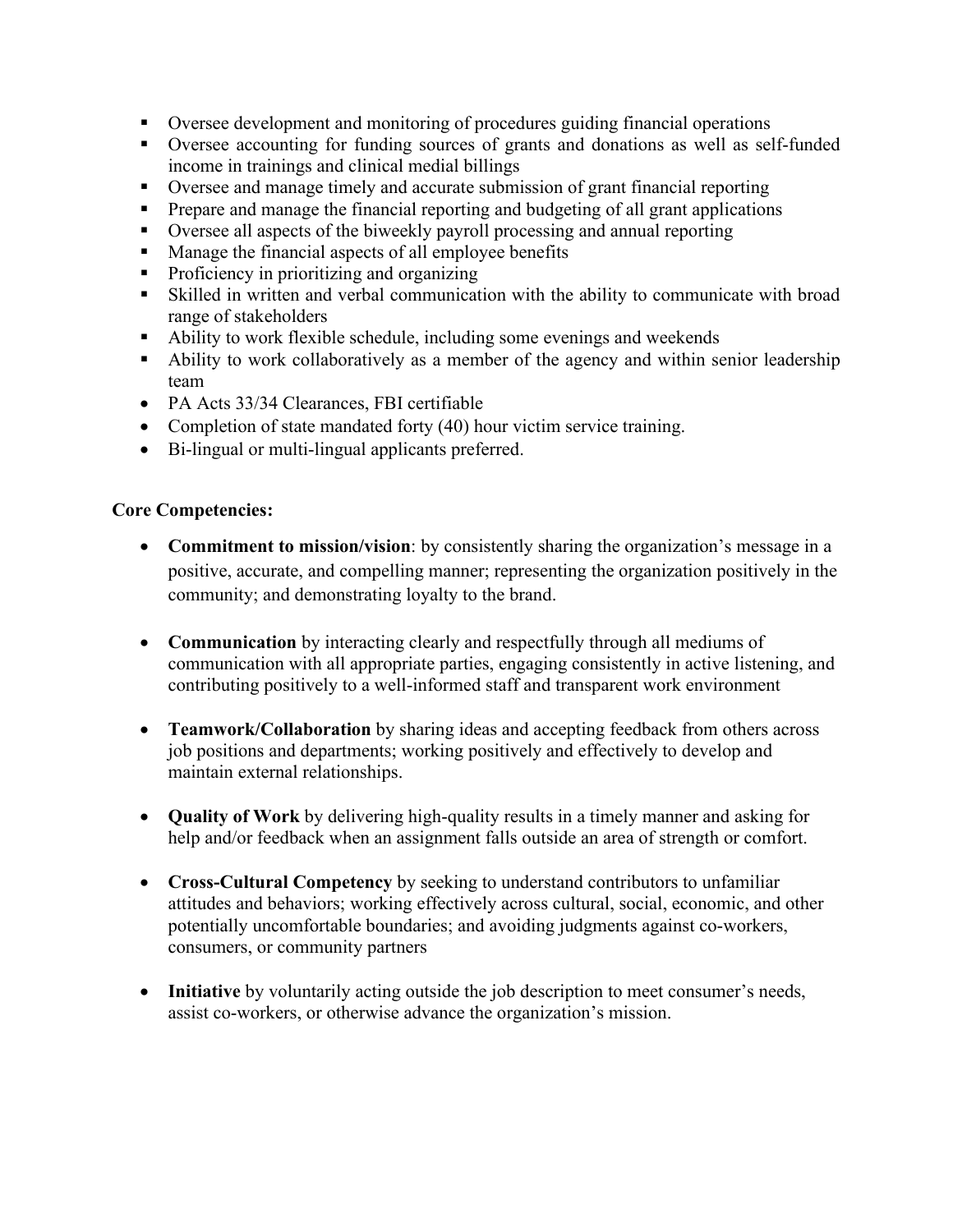- Oversee development and monitoring of procedures guiding financial operations
- Oversee accounting for funding sources of grants and donations as well as self-funded income in trainings and clinical medial billings
- Oversee and manage timely and accurate submission of grant financial reporting
- Prepare and manage the financial reporting and budgeting of all grant applications
- Oversee all aspects of the biweekly payroll processing and annual reporting
- Manage the financial aspects of all employee benefits
- Proficiency in prioritizing and organizing
- Skilled in written and verbal communication with the ability to communicate with broad range of stakeholders
- Ability to work flexible schedule, including some evenings and weekends
- Ability to work collaboratively as a member of the agency and within senior leadership team
- PA Acts 33/34 Clearances, FBI certifiable
- Completion of state mandated forty (40) hour victim service training.
- Bi-lingual or multi-lingual applicants preferred.

**Core Competencies:**

- **Commitment to mission/vision**: by consistently sharing the organization's message in a positive, accurate, and compelling manner; representing the organization positively in the community; and demonstrating loyalty to the brand.
- **Communication** by interacting clearly and respectfully through all mediums of communication with all appropriate parties, engaging consistently in active listening, and contributing positively to a well-informed staff and transparent work environment
- **Teamwork/Collaboration** by sharing ideas and accepting feedback from others across job positions and departments; working positively and effectively to develop and maintain external relationships.
- **Quality of Work** by delivering high-quality results in a timely manner and asking for help and/or feedback when an assignment falls outside an area of strength or comfort.
- **Cross-Cultural Competency** by seeking to understand contributors to unfamiliar attitudes and behaviors; working effectively across cultural, social, economic, and other potentially uncomfortable boundaries; and avoiding judgments against co-workers, consumers, or community partners
- **Initiative** by voluntarily acting outside the job description to meet consumer's needs, assist co-workers, or otherwise advance the organization's mission.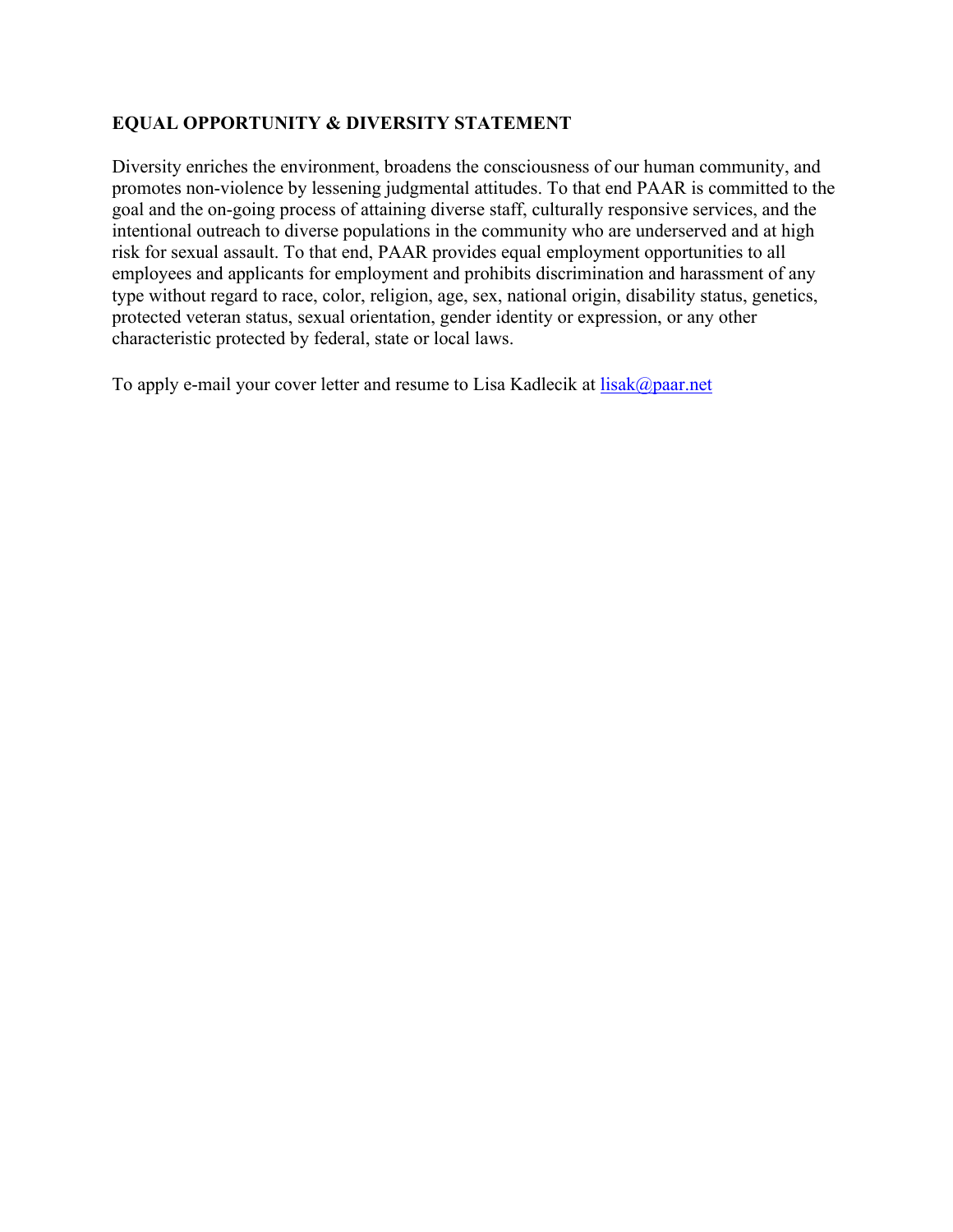**EQUAL OPPORTUNITY & DIVERSITY STATEMENT**

Diversity enriches the environment, broadens the consciousness of our human community, and promotes non-violence by lessening judgmental attitudes. To that end PAAR is committed to the goal and the on-going process of attaining diverse staff, culturally responsive services, and the intentional outreach to diverse populations in the community who are underserved and at high risk for sexual assault. To that end, PAAR provides equal employment opportunities to all employees and applicants for employment and prohibits discrimination and harassment of any type without regard to race, color, religion, age, sex, national origin, disability status, genetics, protected veteran status, sexual orientation, gender identity or expression, or any other characteristic protected by federal, state or local laws.

To apply e-mail your cover letter and resume to Lisa Kadlecik at [lisak@paar.net](mailto:lisak@paar.net)